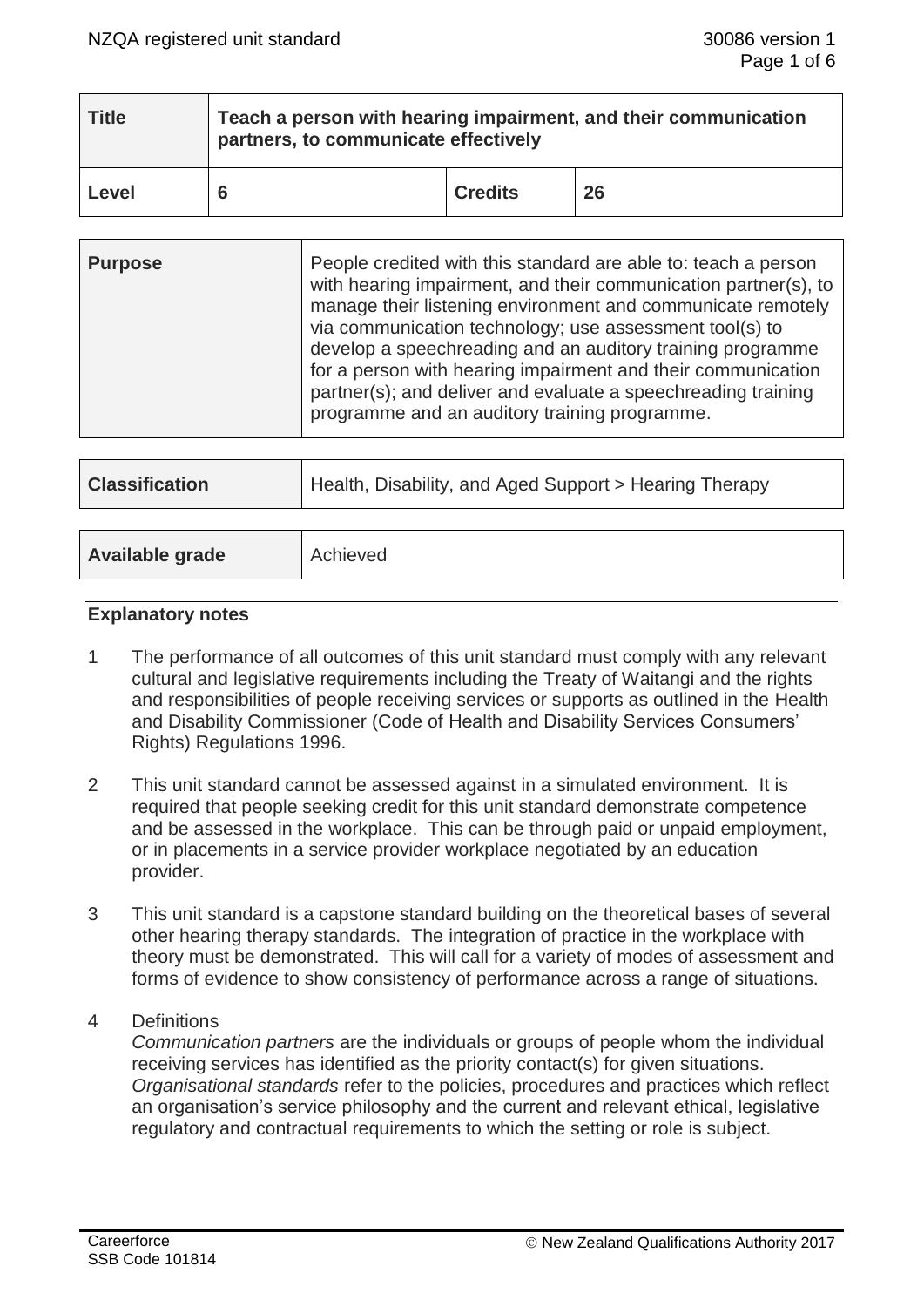| Title | Teach a person with hearing impairment, and their communication partners, to communicate effectively | | |
|---|---|---|---|
| **Level** | **6** | **Credits** | **26** |

| Purpose | People credited with this standard are able to: teach a person with hearing impairment, and their communication partner(s), to manage their listening environment and communicate remotely via communication technology; use assessment tool(s) to develop a speechreading and an auditory training programme for a person with hearing impairment and their communication partner(s); and deliver and evaluate a speechreading training programme and an auditory training programme. |
|---|---|

| Classification | Health, Disability, and Aged Support > Hearing Therapy |
|---|---|

| Available grade | Achieved |
|---|---|

## Explanatory notes

1. The performance of all outcomes of this unit standard must comply with any relevant cultural and legislative requirements including the Treaty of Waitangi and the rights and responsibilities of people receiving services or supports as outlined in the Health and Disability Commissioner (Code of Health and Disability Services Consumers' Rights) Regulations 1996.

2. This unit standard cannot be assessed against in a simulated environment. It is required that people seeking credit for this unit standard demonstrate competence and be assessed in the workplace. This can be through paid or unpaid employment, or in placements in a service provider workplace negotiated by an education provider.

3. This unit standard is a capstone standard building on the theoretical bases of several other hearing therapy standards. The integration of practice in the workplace with theory must be demonstrated. This will call for a variety of modes of assessment and forms of evidence to show consistency of performance across a range of situations.

4. Definitions
   *Communication partners* are the individuals or groups of people whom the individual receiving services has identified as the priority contact(s) for given situations.
   *Organisational standards* refer to the policies, procedures and practices which reflect an organisation's service philosophy and the current and relevant ethical, legislative regulatory and contractual requirements to which the setting or role is subject.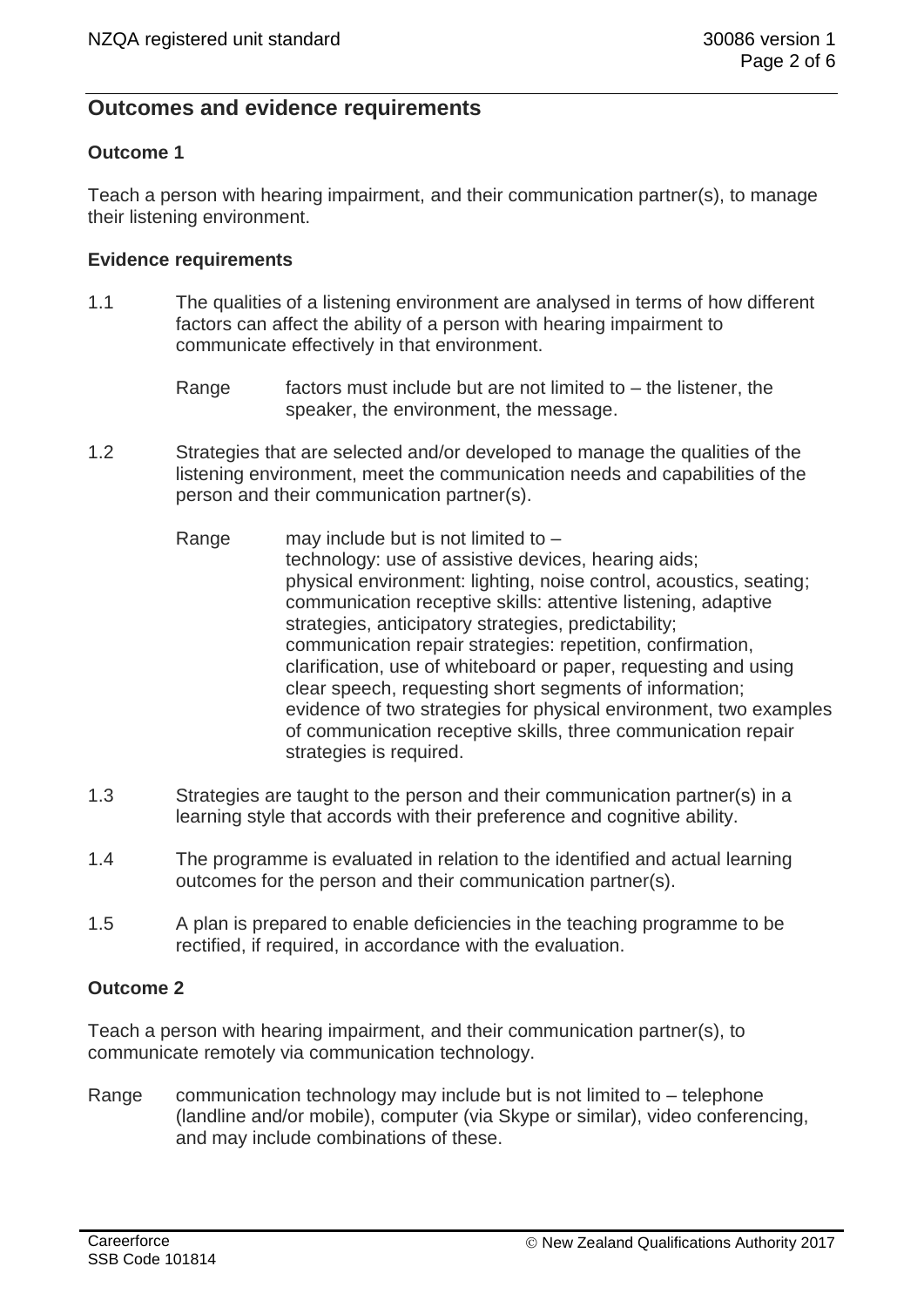## Outcomes and evidence requirements

### Outcome 1

Teach a person with hearing impairment, and their communication partner(s), to manage their listening environment.

#### Evidence requirements

1.1 The qualities of a listening environment are analysed in terms of how different factors can affect the ability of a person with hearing impairment to communicate effectively in that environment.

Range factors must include but are not limited to – the listener, the speaker, the environment, the message.

1.2 Strategies that are selected and/or developed to manage the qualities of the listening environment, meet the communication needs and capabilities of the person and their communication partner(s).

Range may include but is not limited to –
technology: use of assistive devices, hearing aids;
physical environment: lighting, noise control, acoustics, seating;
communication receptive skills: attentive listening, adaptive strategies, anticipatory strategies, predictability;
communication repair strategies: repetition, confirmation, clarification, use of whiteboard or paper, requesting and using clear speech, requesting short segments of information;
evidence of two strategies for physical environment, two examples of communication receptive skills, three communication repair strategies is required.

1.3 Strategies are taught to the person and their communication partner(s) in a learning style that accords with their preference and cognitive ability.

1.4 The programme is evaluated in relation to the identified and actual learning outcomes for the person and their communication partner(s).

1.5 A plan is prepared to enable deficiencies in the teaching programme to be rectified, if required, in accordance with the evaluation.

### Outcome 2

Teach a person with hearing impairment, and their communication partner(s), to communicate remotely via communication technology.

Range communication technology may include but is not limited to – telephone (landline and/or mobile), computer (via Skype or similar), video conferencing, and may include combinations of these.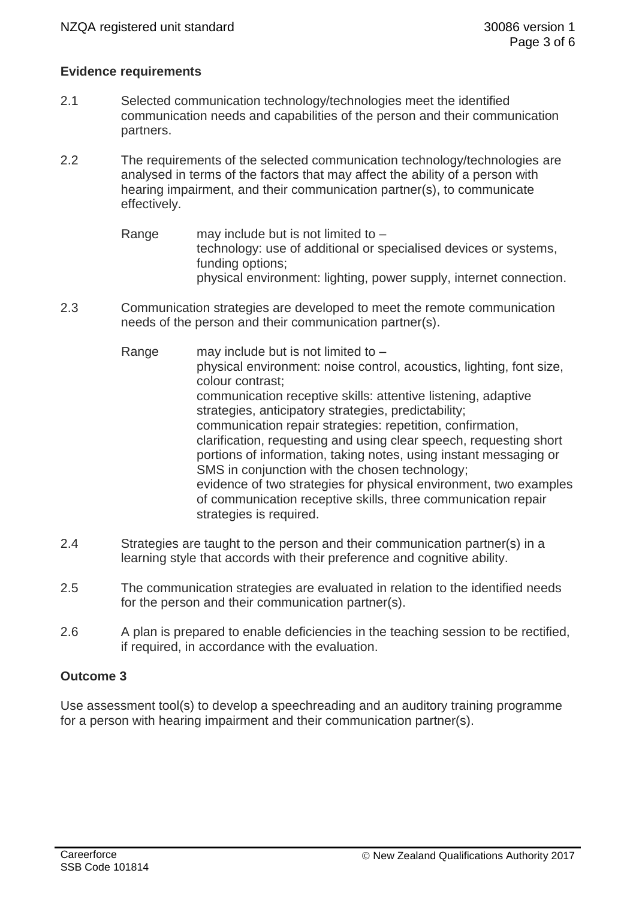**Evidence requirements**

2.1 Selected communication technology/technologies meet the identified communication needs and capabilities of the person and their communication partners.

2.2 The requirements of the selected communication technology/technologies are analysed in terms of the factors that may affect the ability of a person with hearing impairment, and their communication partner(s), to communicate effectively.

Range may include but is not limited to –
technology: use of additional or specialised devices or systems, funding options;
physical environment: lighting, power supply, internet connection.

2.3 Communication strategies are developed to meet the remote communication needs of the person and their communication partner(s).

Range may include but is not limited to –
physical environment: noise control, acoustics, lighting, font size, colour contrast;
communication receptive skills: attentive listening, adaptive strategies, anticipatory strategies, predictability;
communication repair strategies: repetition, confirmation, clarification, requesting and using clear speech, requesting short portions of information, taking notes, using instant messaging or SMS in conjunction with the chosen technology;
evidence of two strategies for physical environment, two examples of communication receptive skills, three communication repair strategies is required.

2.4 Strategies are taught to the person and their communication partner(s) in a learning style that accords with their preference and cognitive ability.

2.5 The communication strategies are evaluated in relation to the identified needs for the person and their communication partner(s).

2.6 A plan is prepared to enable deficiencies in the teaching session to be rectified, if required, in accordance with the evaluation.

**Outcome 3**

Use assessment tool(s) to develop a speechreading and an auditory training programme for a person with hearing impairment and their communication partner(s).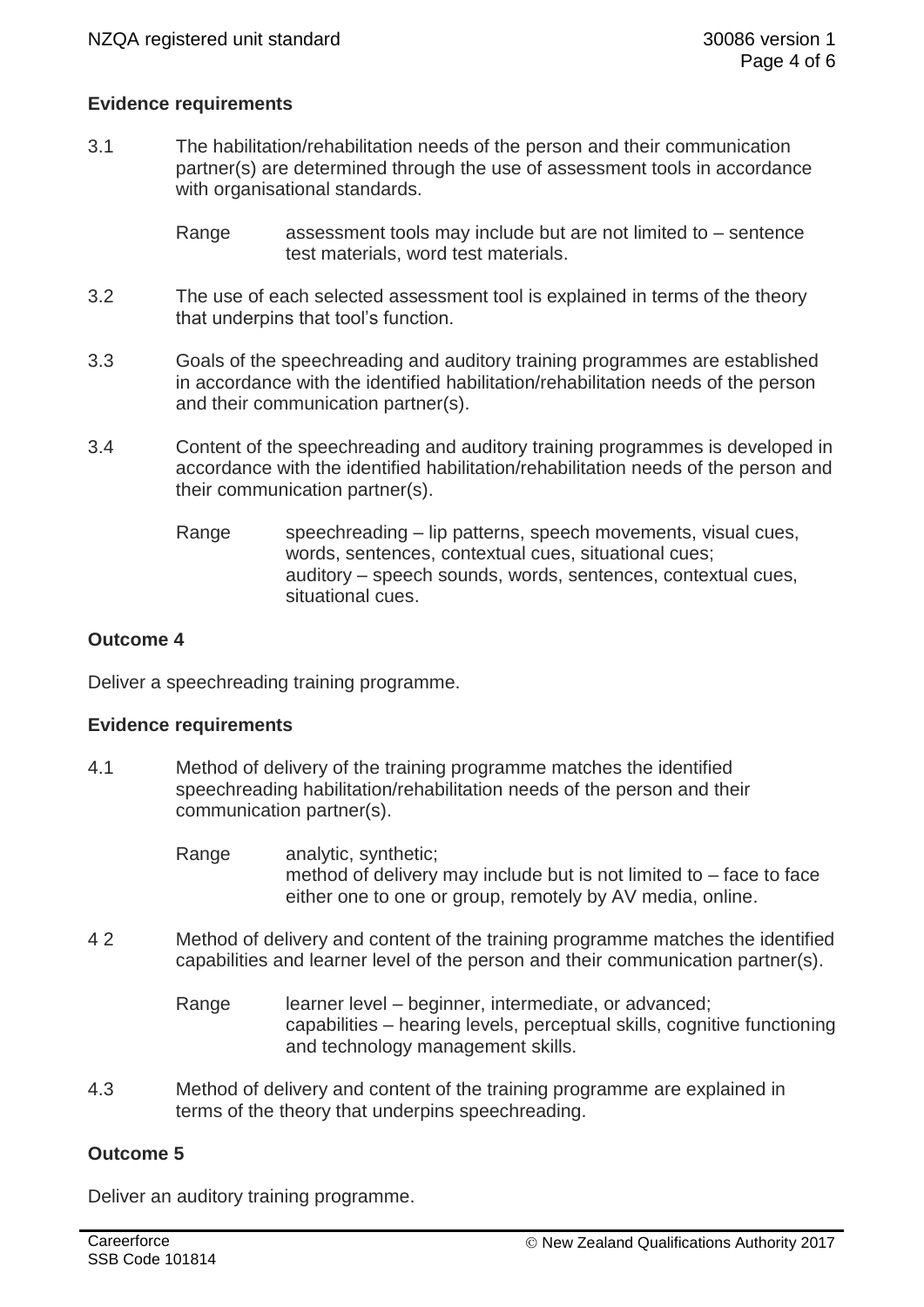### Evidence requirements

3.1 The habilitation/rehabilitation needs of the person and their communication partner(s) are determined through the use of assessment tools in accordance with organisational standards.

Range assessment tools may include but are not limited to – sentence test materials, word test materials.

3.2 The use of each selected assessment tool is explained in terms of the theory that underpins that tool's function.

3.3 Goals of the speechreading and auditory training programmes are established in accordance with the identified habilitation/rehabilitation needs of the person and their communication partner(s).

3.4 Content of the speechreading and auditory training programmes is developed in accordance with the identified habilitation/rehabilitation needs of the person and their communication partner(s).

Range speechreading – lip patterns, speech movements, visual cues, words, sentences, contextual cues, situational cues;
auditory – speech sounds, words, sentences, contextual cues, situational cues.

## Outcome 4

Deliver a speechreading training programme.

### Evidence requirements

4.1 Method of delivery of the training programme matches the identified speechreading habilitation/rehabilitation needs of the person and their communication partner(s).

Range analytic, synthetic;
method of delivery may include but is not limited to – face to face either one to one or group, remotely by AV media, online.

4 2 Method of delivery and content of the training programme matches the identified capabilities and learner level of the person and their communication partner(s).

Range learner level – beginner, intermediate, or advanced;
capabilities – hearing levels, perceptual skills, cognitive functioning and technology management skills.

4.3 Method of delivery and content of the training programme are explained in terms of the theory that underpins speechreading.

## Outcome 5

Deliver an auditory training programme.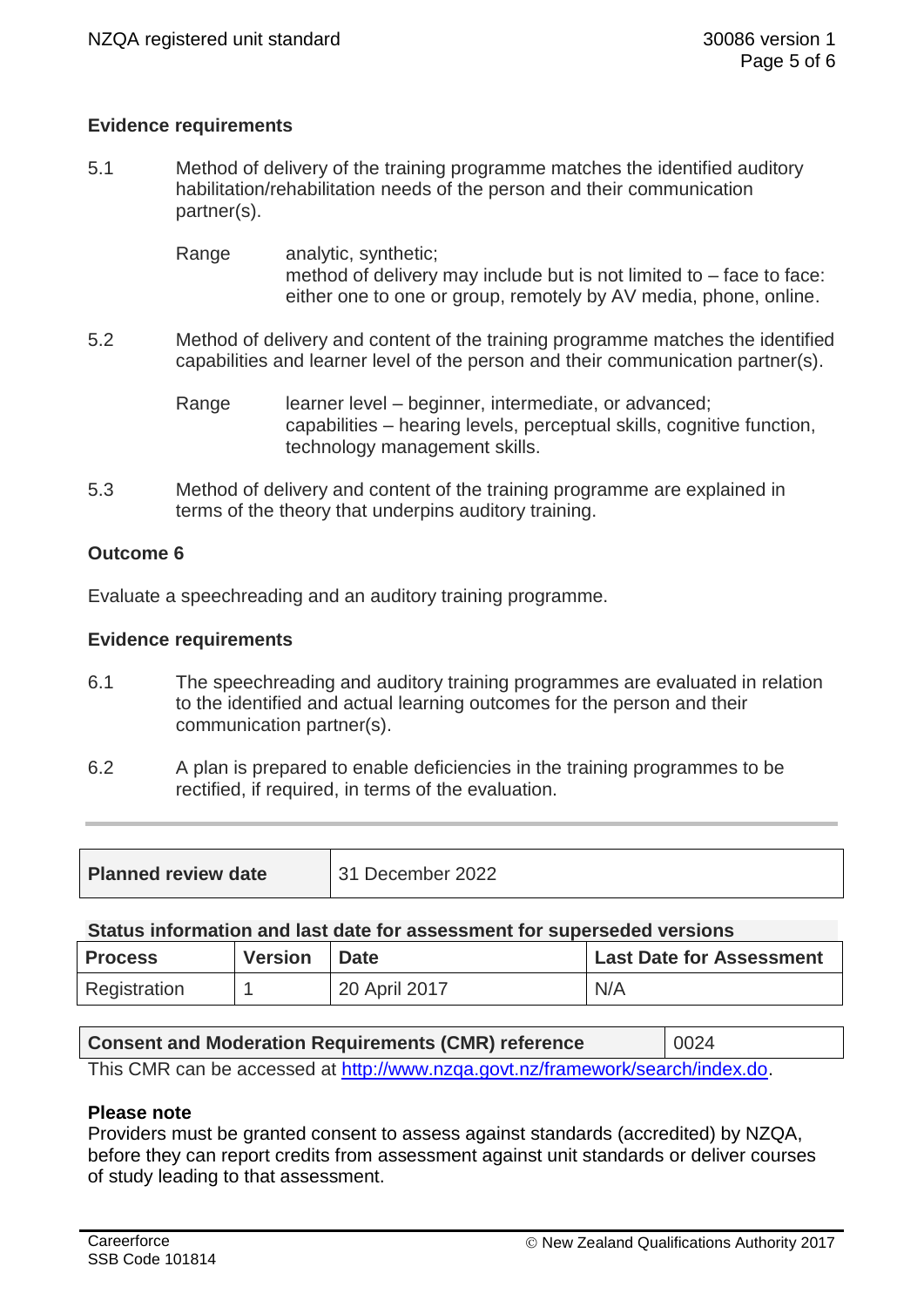**Evidence requirements**

5.1 Method of delivery of the training programme matches the identified auditory habilitation/rehabilitation needs of the person and their communication partner(s).

Range analytic, synthetic;
method of delivery may include but is not limited to – face to face: either one to one or group, remotely by AV media, phone, online.

5.2 Method of delivery and content of the training programme matches the identified capabilities and learner level of the person and their communication partner(s).

Range learner level – beginner, intermediate, or advanced;
capabilities – hearing levels, perceptual skills, cognitive function, technology management skills.

5.3 Method of delivery and content of the training programme are explained in terms of the theory that underpins auditory training.

**Outcome 6**

Evaluate a speechreading and an auditory training programme.

**Evidence requirements**

6.1 The speechreading and auditory training programmes are evaluated in relation to the identified and actual learning outcomes for the person and their communication partner(s).

6.2 A plan is prepared to enable deficiencies in the training programmes to be rectified, if required, in terms of the evaluation.

| Planned review date | 31 December 2022 |
|---|---|

**Status information and last date for assessment for superseded versions**

| Process | Version | Date | Last Date for Assessment |
|---|---|---|---|
| Registration | 1 | 20 April 2017 | N/A |

| Consent and Moderation Requirements (CMR) reference | 0024 |
|---|---|

This CMR can be accessed at http://www.nzqa.govt.nz/framework/search/index.do.

**Please note**
Providers must be granted consent to assess against standards (accredited) by NZQA, before they can report credits from assessment against unit standards or deliver courses of study leading to that assessment.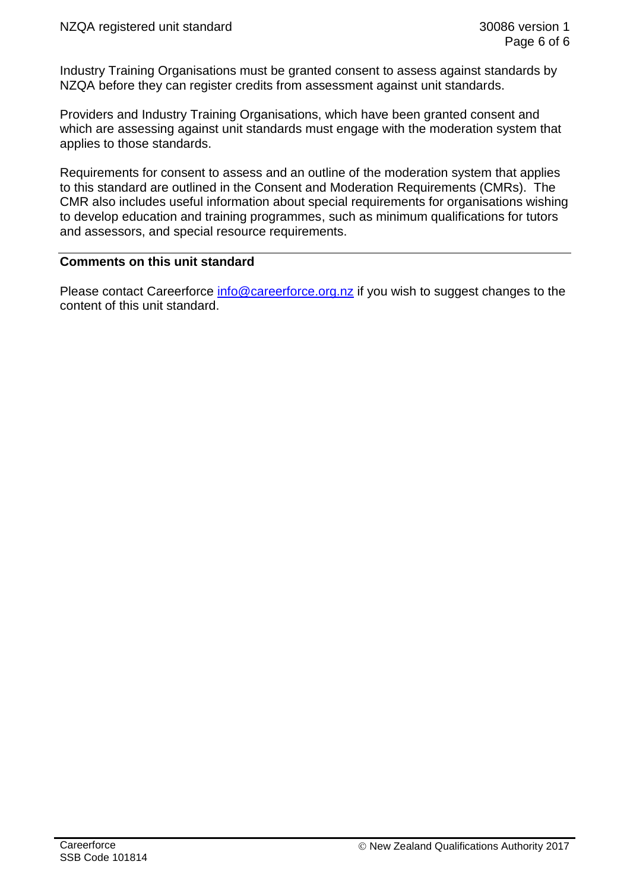Industry Training Organisations must be granted consent to assess against standards by NZQA before they can register credits from assessment against unit standards.

Providers and Industry Training Organisations, which have been granted consent and which are assessing against unit standards must engage with the moderation system that applies to those standards.

Requirements for consent to assess and an outline of the moderation system that applies to this standard are outlined in the Consent and Moderation Requirements (CMRs). The CMR also includes useful information about special requirements for organisations wishing to develop education and training programmes, such as minimum qualifications for tutors and assessors, and special resource requirements.

## Comments on this unit standard

Please contact Careerforce [info@careerforce.org.nz](mailto:info@careerforce.org.nz) if you wish to suggest changes to the content of this unit standard.